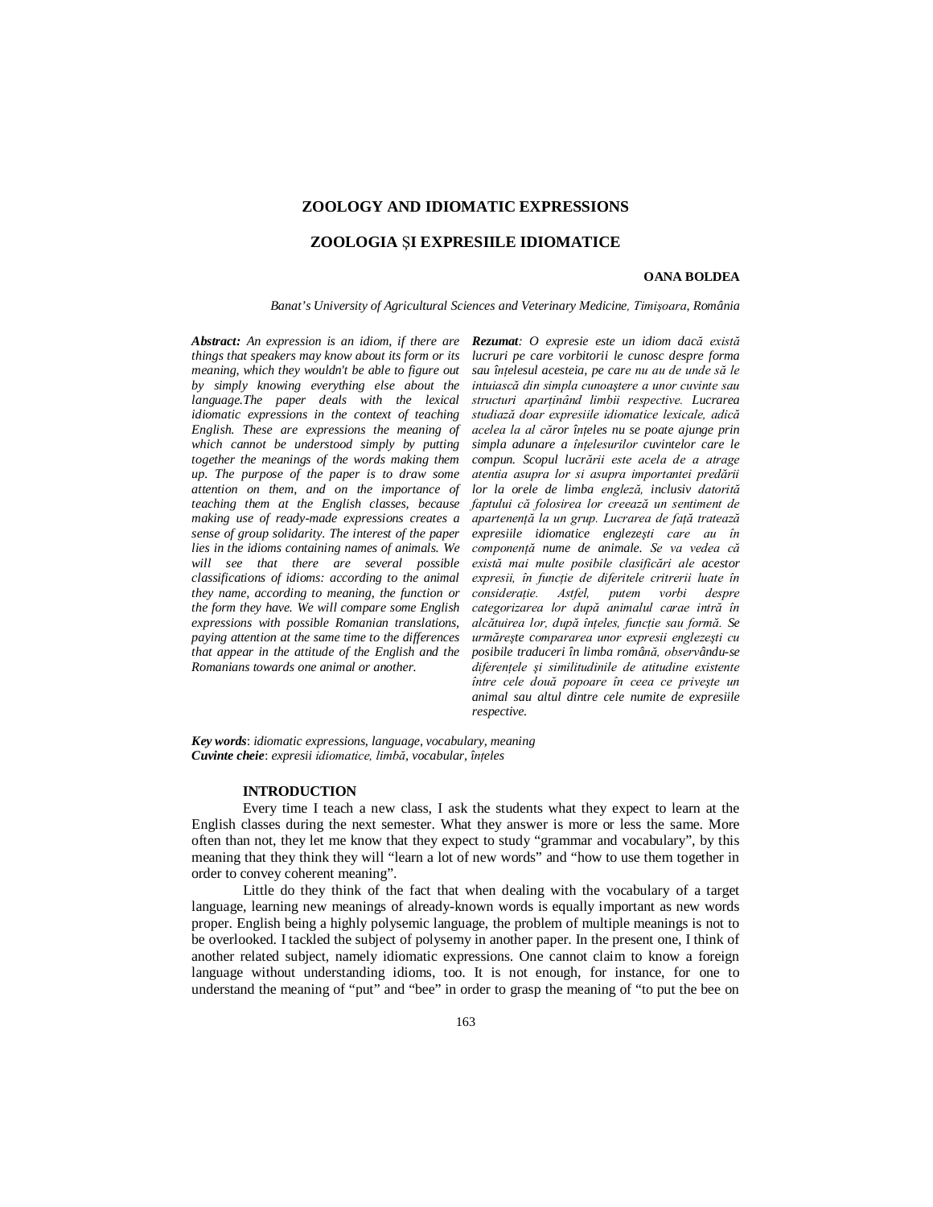# ZOOLOGY AND IDIOMATIC EXPRESSIONS

# ZOOLOGIA ȘI EXPRESIILE IDIOMATICE

**OANA BOLDEA**

*Banat's University of Agricultural Sciences and Veterinary Medicine, Timişoara, România*

***Abstract:*** *An expression is an idiom, if there are things that speakers may know about its form or its meaning, which they wouldn't be able to figure out by simply knowing everything else about the language.The paper deals with the lexical idiomatic expressions in the context of teaching English. These are expressions the meaning of which cannot be understood simply by putting together the meanings of the words making them up. The purpose of the paper is to draw some attention on them, and on the importance of teaching them at the English classes, because making use of ready-made expressions creates a sense of group solidarity. The interest of the paper lies in the idioms containing names of animals. We will see that there are several possible classifications of idioms: according to the animal they name, according to meaning, the function or the form they have. We will compare some English expressions with possible Romanian translations, paying attention at the same time to the differences that appear in the attitude of the English and the Romanians towards one animal or another.*

***Rezumat****: O expresie este un idiom dacă există lucruri pe care vorbitorii le cunosc despre forma sau înțelesul acesteia, pe care nu au de unde să le intuiască din simpla cunoaștere a unor cuvinte sau structuri aparținând limbii respective. Lucrarea studiază doar expresiile idiomatice lexicale, adică acelea la al căror înțeles nu se poate ajunge prin simpla adunare a înțelesurilor cuvintelor care le compun. Scopul lucrării este acela de a atrage atentia asupra lor si asupra importantei predării lor la orele de limba engleză, inclusiv datorită faptului că folosirea lor creează un sentiment de apartenență la un grup. Lucrarea de față tratează expresiile idiomatice englezești care au în componență nume de animale. Se va vedea că există mai multe posibile clasificări ale acestor expresii, în funcție de diferitele critrerii luate în considerație. Astfel, putem vorbi despre categorizarea lor după animalul carae intră în alcătuirea lor, după înțeles, funcție sau formă. Se urmăreşte compararea unor expresii englezeşti cu posibile traduceri în limba română, observându-se diferențele şi similitudinile de atitudine existente între cele două popoare în ceea ce priveşte un animal sau altul dintre cele numite de expresiile respective.*

***Key words***: *idiomatic expressions, language, vocabulary, meaning*
***Cuvinte cheie***: *expresii idiomatice, limbă, vocabular, înțeles*

## INTRODUCTION

Every time I teach a new class, I ask the students what they expect to learn at the English classes during the next semester. What they answer is more or less the same. More often than not, they let me know that they expect to study "grammar and vocabulary", by this meaning that they think they will "learn a lot of new words" and "how to use them together in order to convey coherent meaning".

Little do they think of the fact that when dealing with the vocabulary of a target language, learning new meanings of already-known words is equally important as new words proper. English being a highly polysemic language, the problem of multiple meanings is not to be overlooked. I tackled the subject of polysemy in another paper. In the present one, I think of another related subject, namely idiomatic expressions. One cannot claim to know a foreign language without understanding idioms, too. It is not enough, for instance, for one to understand the meaning of "put" and "bee" in order to grasp the meaning of "to put the bee on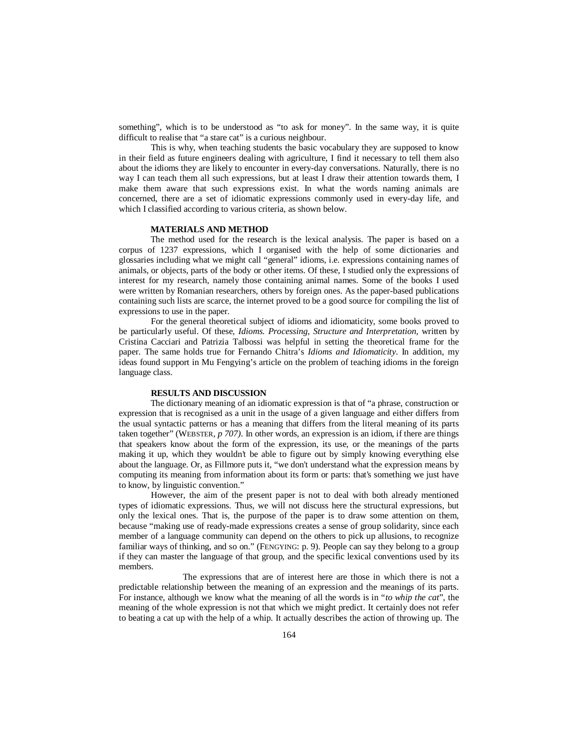something", which is to be understood as "to ask for money". In the same way, it is quite difficult to realise that "a stare cat" is a curious neighbour.

This is why, when teaching students the basic vocabulary they are supposed to know in their field as future engineers dealing with agriculture, I find it necessary to tell them also about the idioms they are likely to encounter in every-day conversations. Naturally, there is no way I can teach them all such expressions, but at least I draw their attention towards them, I make them aware that such expressions exist. In what the words naming animals are concerned, there are a set of idiomatic expressions commonly used in every-day life, and which I classified according to various criteria, as shown below.

### MATERIALS AND METHOD

The method used for the research is the lexical analysis. The paper is based on a corpus of 1237 expressions, which I organised with the help of some dictionaries and glossaries including what we might call "general" idioms, i.e. expressions containing names of animals, or objects, parts of the body or other items. Of these, I studied only the expressions of interest for my research, namely those containing animal names. Some of the books I used were written by Romanian researchers, others by foreign ones. As the paper-based publications containing such lists are scarce, the internet proved to be a good source for compiling the list of expressions to use in the paper.

For the general theoretical subject of idioms and idiomaticity, some books proved to be particularly useful. Of these, *Idioms. Processing, Structure and Interpretation,* written by Cristina Cacciari and Patrizia Talbossi was helpful in setting the theoretical frame for the paper. The same holds true for Fernando Chitra's *Idioms and Idiomaticity*. In addition, my ideas found support in Mu Fengying's article on the problem of teaching idioms in the foreign language class.

### RESULTS AND DISCUSSION

The dictionary meaning of an idiomatic expression is that of "a phrase, construction or expression that is recognised as a unit in the usage of a given language and either differs from the usual syntactic patterns or has a meaning that differs from the literal meaning of its parts taken together" (WEBSTER, *p 707)*. In other words, an expression is an idiom, if there are things that speakers know about the form of the expression, its use, or the meanings of the parts making it up, which they wouldn't be able to figure out by simply knowing everything else about the language. Or, as Fillmore puts it, "we don't understand what the expression means by computing its meaning from information about its form or parts: that's something we just have to know, by linguistic convention."

However, the aim of the present paper is not to deal with both already mentioned types of idiomatic expressions. Thus, we will not discuss here the structural expressions, but only the lexical ones. That is, the purpose of the paper is to draw some attention on them, because "making use of ready-made expressions creates a sense of group solidarity, since each member of a language community can depend on the others to pick up allusions, to recognize familiar ways of thinking, and so on." (FENGYING: p. 9). People can say they belong to a group if they can master the language of that group, and the specific lexical conventions used by its members.

The expressions that are of interest here are those in which there is not a predictable relationship between the meaning of an expression and the meanings of its parts. For instance, although we know what the meaning of all the words is in "*to whip the cat*", the meaning of the whole expression is not that which we might predict. It certainly does not refer to beating a cat up with the help of a whip. It actually describes the action of throwing up. The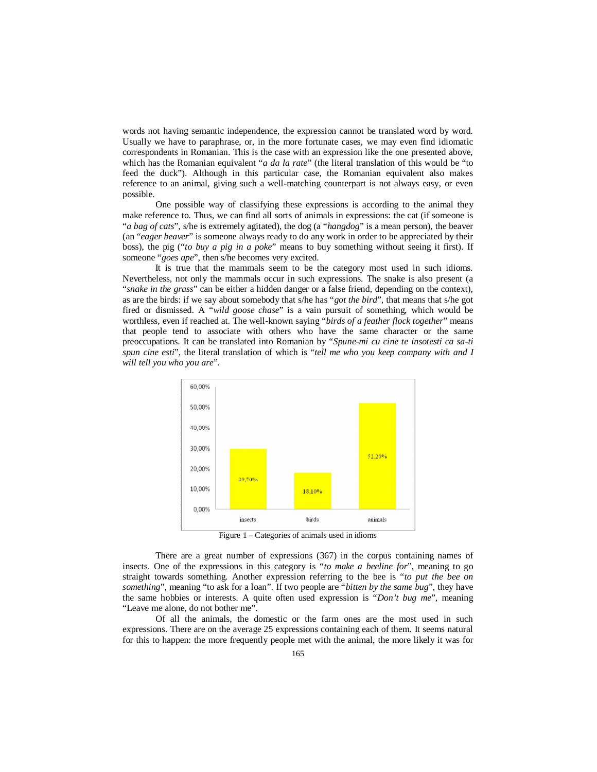words not having semantic independence, the expression cannot be translated word by word. Usually we have to paraphrase, or, in the more fortunate cases, we may even find idiomatic correspondents in Romanian. This is the case with an expression like the one presented above, which has the Romanian equivalent "*a da la rate*" (the literal translation of this would be "to feed the duck"). Although in this particular case, the Romanian equivalent also makes reference to an animal, giving such a well-matching counterpart is not always easy, or even possible.

One possible way of classifying these expressions is according to the animal they make reference to. Thus, we can find all sorts of animals in expressions: the cat (if someone is "*a bag of cats*", s/he is extremely agitated), the dog (a "*hangdog*" is a mean person), the beaver (an "*eager beaver*" is someone always ready to do any work in order to be appreciated by their boss), the pig ("*to buy a pig in a poke*" means to buy something without seeing it first). If someone "*goes ape*", then s/he becomes very excited.

It is true that the mammals seem to be the category most used in such idioms. Nevertheless, not only the mammals occur in such expressions. The snake is also present (a "*snake in the grass*" can be either a hidden danger or a false friend, depending on the context), as are the birds: if we say about somebody that s/he has "*got the bird*", that means that s/he got fired or dismissed. A "*wild goose chase*" is a vain pursuit of something, which would be worthless, even if reached at. The well-known saying "*birds of a feather flock together*" means that people tend to associate with others who have the same character or the same preoccupations. It can be translated into Romanian by "*Spune-mi cu cine te insotesti ca sa-ti spun cine esti*", the literal translation of which is "*tell me who you keep company with and I will tell you who you are*".

| Category | Percentage |
|---|---|
| insects | 29,70% |
| birds | 18,10% |
| animals | 52,20% |

Figure 1 – Categories of animals used in idioms

There are a great number of expressions (367) in the corpus containing names of insects. One of the expressions in this category is "*to make a beeline for*", meaning to go straight towards something. Another expression referring to the bee is "*to put the bee on something*", meaning "to ask for a loan". If two people are "*bitten by the same bug*", they have the same hobbies or interests. A quite often used expression is "*Don't bug me*", meaning "Leave me alone, do not bother me".

Of all the animals, the domestic or the farm ones are the most used in such expressions. There are on the average 25 expressions containing each of them. It seems natural for this to happen: the more frequently people met with the animal, the more likely it was for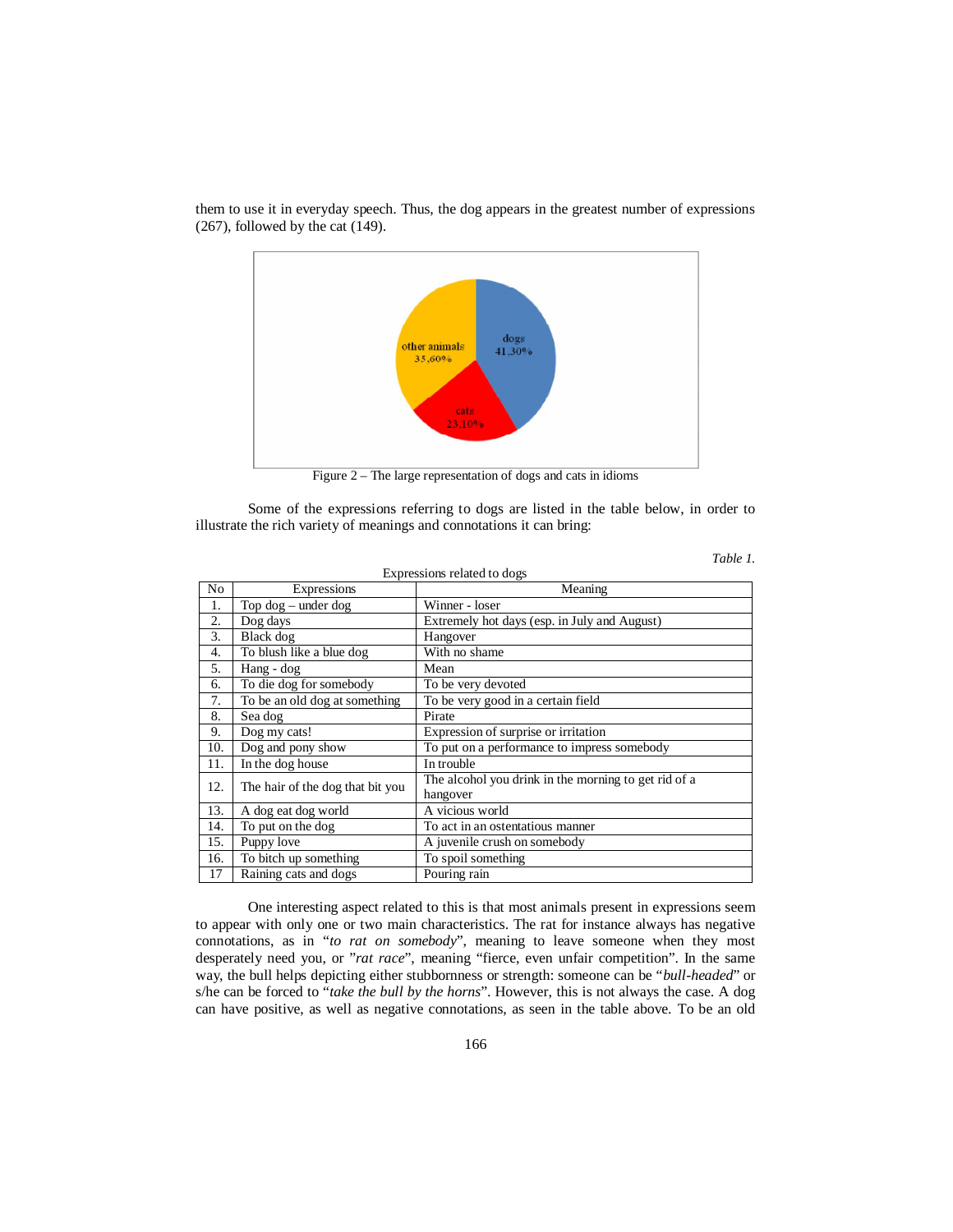them to use it in everyday speech. Thus, the dog appears in the greatest number of expressions (267), followed by the cat (149).

Figure 2 – The large representation of dogs and cats in idioms

Some of the expressions referring to dogs are listed in the table below, in order to illustrate the rich variety of meanings and connotations it can bring:

*Table 1.*

Expressions related to dogs

| No | Expressions | Meaning |
|---|---|---|
| 1. | Top dog – under dog | Winner - loser |
| 2. | Dog days | Extremely hot days (esp. in July and August) |
| 3. | Black dog | Hangover |
| 4. | To blush like a blue dog | With no shame |
| 5. | Hang - dog | Mean |
| 6. | To die dog for somebody | To be very devoted |
| 7. | To be an old dog at something | To be very good in a certain field |
| 8. | Sea dog | Pirate |
| 9. | Dog my cats! | Expression of surprise or irritation |
| 10. | Dog and pony show | To put on a performance to impress somebody |
| 11. | In the dog house | In trouble |
| 12. | The hair of the dog that bit you | The alcohol you drink in the morning to get rid of a hangover |
| 13. | A dog eat dog world | A vicious world |
| 14. | To put on the dog | To act in an ostentatious manner |
| 15. | Puppy love | A juvenile crush on somebody |
| 16. | To bitch up something | To spoil something |
| 17 | Raining cats and dogs | Pouring rain |

One interesting aspect related to this is that most animals present in expressions seem to appear with only one or two main characteristics. The rat for instance always has negative connotations, as in "*to rat on somebody*", meaning to leave someone when they most desperately need you, or "*rat race*", meaning "fierce, even unfair competition". In the same way, the bull helps depicting either stubbornness or strength: someone can be "*bull-headed*" or s/he can be forced to "*take the bull by the horns*". However, this is not always the case. A dog can have positive, as well as negative connotations, as seen in the table above. To be an old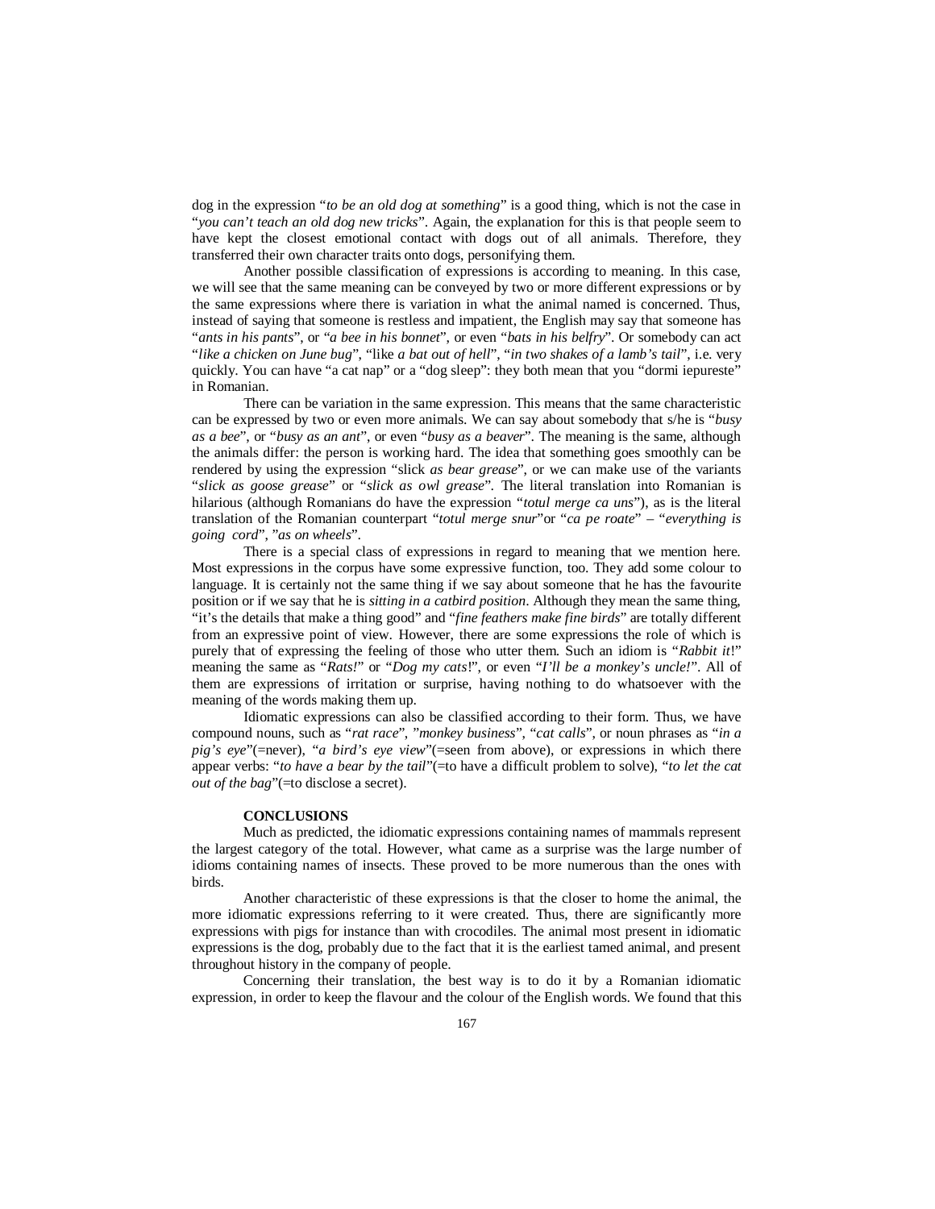dog in the expression "*to be an old dog at something*" is a good thing, which is not the case in "*you can't teach an old dog new tricks*". Again, the explanation for this is that people seem to have kept the closest emotional contact with dogs out of all animals. Therefore, they transferred their own character traits onto dogs, personifying them.

Another possible classification of expressions is according to meaning. In this case, we will see that the same meaning can be conveyed by two or more different expressions or by the same expressions where there is variation in what the animal named is concerned. Thus, instead of saying that someone is restless and impatient, the English may say that someone has "*ants in his pants*", or "*a bee in his bonnet*", or even "*bats in his belfry*". Or somebody can act "*like a chicken on June bug*", "like *a bat out of hell*", "*in two shakes of a lamb's tail*", i.e. very quickly. You can have "a cat nap" or a "dog sleep": they both mean that you "dormi iepureste" in Romanian.

There can be variation in the same expression. This means that the same characteristic can be expressed by two or even more animals. We can say about somebody that s/he is "*busy as a bee*", or "*busy as an ant*", or even "*busy as a beaver*". The meaning is the same, although the animals differ: the person is working hard. The idea that something goes smoothly can be rendered by using the expression "slick *as bear grease*", or we can make use of the variants "*slick as goose grease*" or "*slick as owl grease*". The literal translation into Romanian is hilarious (although Romanians do have the expression "*totul merge ca uns*"), as is the literal translation of the Romanian counterpart "*totul merge snur*"or "*ca pe roate*" – "*everything is going cord*", "*as on wheels*".

There is a special class of expressions in regard to meaning that we mention here. Most expressions in the corpus have some expressive function, too. They add some colour to language. It is certainly not the same thing if we say about someone that he has the favourite position or if we say that he is *sitting in a catbird position*. Although they mean the same thing, "it's the details that make a thing good" and "*fine feathers make fine birds*" are totally different from an expressive point of view. However, there are some expressions the role of which is purely that of expressing the feeling of those who utter them. Such an idiom is "*Rabbit it*!" meaning the same as "*Rats!*" or "*Dog my cats*!", or even "*I'll be a monkey's uncle!*". All of them are expressions of irritation or surprise, having nothing to do whatsoever with the meaning of the words making them up.

Idiomatic expressions can also be classified according to their form. Thus, we have compound nouns, such as "*rat race*", "*monkey business*", "*cat calls*", or noun phrases as "*in a pig's eye*"(=never), "*a bird's eye view*"(=seen from above), or expressions in which there appear verbs: "*to have a bear by the tail*"(=to have a difficult problem to solve), "*to let the cat out of the bag*"(=to disclose a secret).

## CONCLUSIONS

Much as predicted, the idiomatic expressions containing names of mammals represent the largest category of the total. However, what came as a surprise was the large number of idioms containing names of insects. These proved to be more numerous than the ones with birds.

Another characteristic of these expressions is that the closer to home the animal, the more idiomatic expressions referring to it were created. Thus, there are significantly more expressions with pigs for instance than with crocodiles. The animal most present in idiomatic expressions is the dog, probably due to the fact that it is the earliest tamed animal, and present throughout history in the company of people.

Concerning their translation, the best way is to do it by a Romanian idiomatic expression, in order to keep the flavour and the colour of the English words. We found that this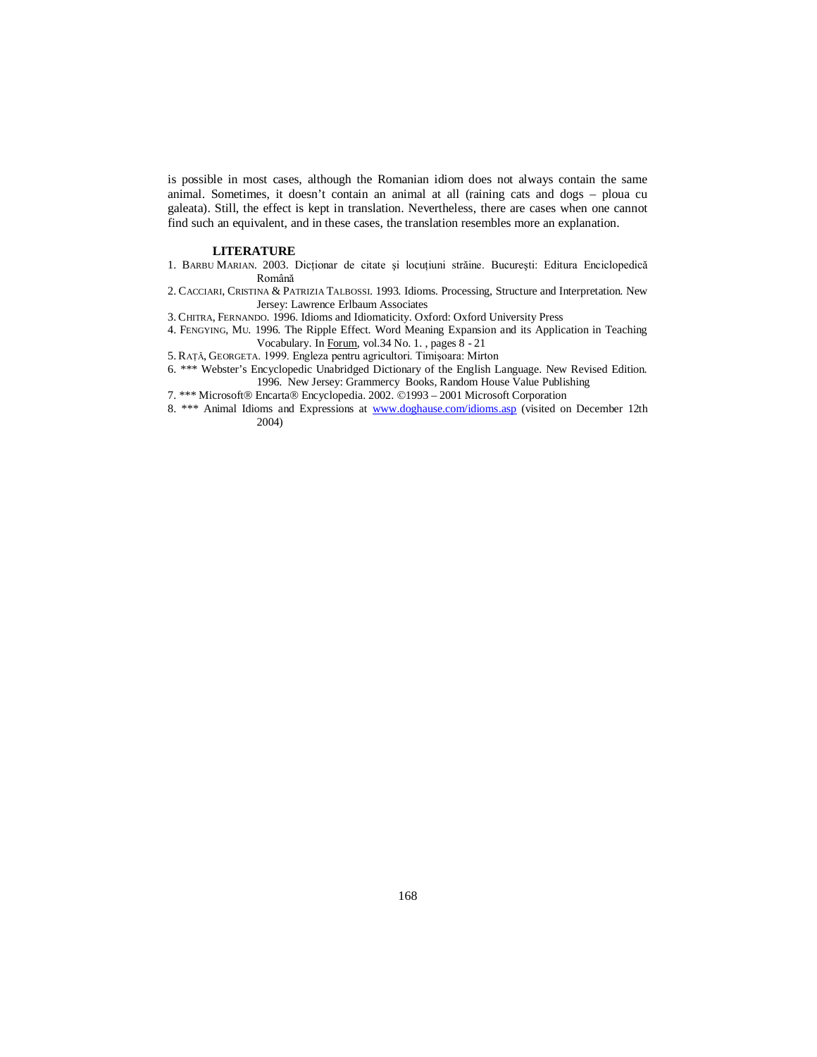is possible in most cases, although the Romanian idiom does not always contain the same animal. Sometimes, it doesn't contain an animal at all (raining cats and dogs – ploua cu galeata). Still, the effect is kept in translation. Nevertheless, there are cases when one cannot find such an equivalent, and in these cases, the translation resembles more an explanation.

## LITERATURE

1. BARBU MARIAN. 2003. Dicționar de citate și locuțiuni străine. București: Editura Enciclopedică Română
2. CACCIARI, CRISTINA & PATRIZIA TALBOSSI. 1993. Idioms. Processing, Structure and Interpretation. New Jersey: Lawrence Erlbaum Associates
3. CHITRA, FERNANDO. 1996. Idioms and Idiomaticity. Oxford: Oxford University Press
4. FENGYING, MU. 1996. The Ripple Effect. Word Meaning Expansion and its Application in Teaching Vocabulary. In Forum, vol.34 No. 1. , pages 8 - 21
5. RAȚĂ, GEORGETA. 1999. Engleza pentru agricultori. Timişoara: Mirton
6. *** Webster's Encyclopedic Unabridged Dictionary of the English Language. New Revised Edition. 1996. New Jersey: Grammercy Books, Random House Value Publishing
7. *** Microsoft® Encarta® Encyclopedia. 2002. ©1993 – 2001 Microsoft Corporation
8. *** Animal Idioms and Expressions at www.doghause.com/idioms.asp (visited on December 12th 2004)